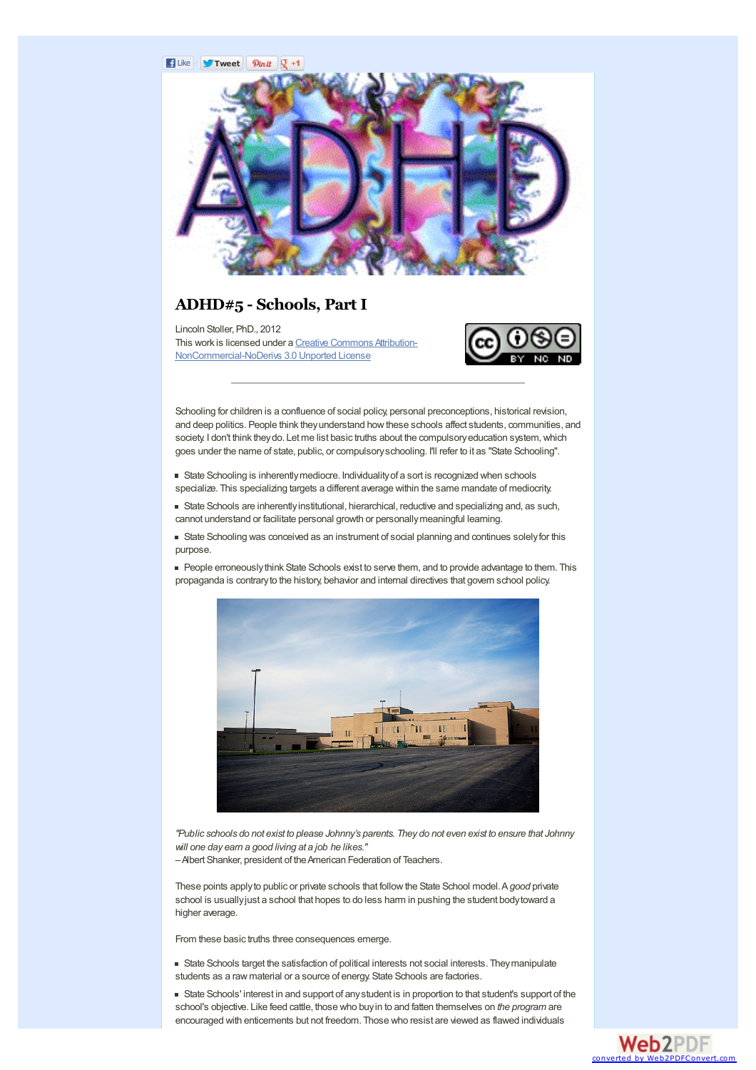# ADHD#5 - Schools, Part I

Lincoln Stoller, PhD., 2012
This work is licensed under a [Creative Commons Attribution-NonCommercial-NoDerivs 3.0 Unported License]

---

Schooling for children is a confluence of social policy, personal preconceptions, historical revision, and deep politics. People think they understand how these schools affect students, communities, and society. I don't think they do. Let me list basic truths about the compulsory education system, which goes under the name of state, public, or compulsory schooling. I'll refer to it as "State Schooling".

- State Schooling is inherently mediocre. Individuality of a sort is recognized when schools specialize. This specializing targets a different average within the same mandate of mediocrity.
- State Schools are inherently institutional, hierarchical, reductive and specializing and, as such, cannot understand or facilitate personal growth or personally meaningful learning.
- State Schooling was conceived as an instrument of social planning and continues solely for this purpose.
- People erroneously think State Schools exist to serve them, and to provide advantage to them. This propaganda is contrary to the history, behavior and internal directives that govern school policy.

*"Public schools do not exist to please Johnny's parents. They do not even exist to ensure that Johnny will one day earn a good living at a job he likes."*
– Albert Shanker, president of the American Federation of Teachers.

These points apply to public or private schools that follow the State School model. A *good* private school is usually just a school that hopes to do less harm in pushing the student body toward a higher average.

From these basic truths three consequences emerge.

- State Schools target the satisfaction of political interests not social interests. They manipulate students as a raw material or a source of energy. State Schools are factories.
- State Schools' interest in and support of any student is in proportion to that student's support of the school's objective. Like feed cattle, those who buy in to and fatten themselves on *the program* are encouraged with enticements but not freedom. Those who resist are viewed as flawed individuals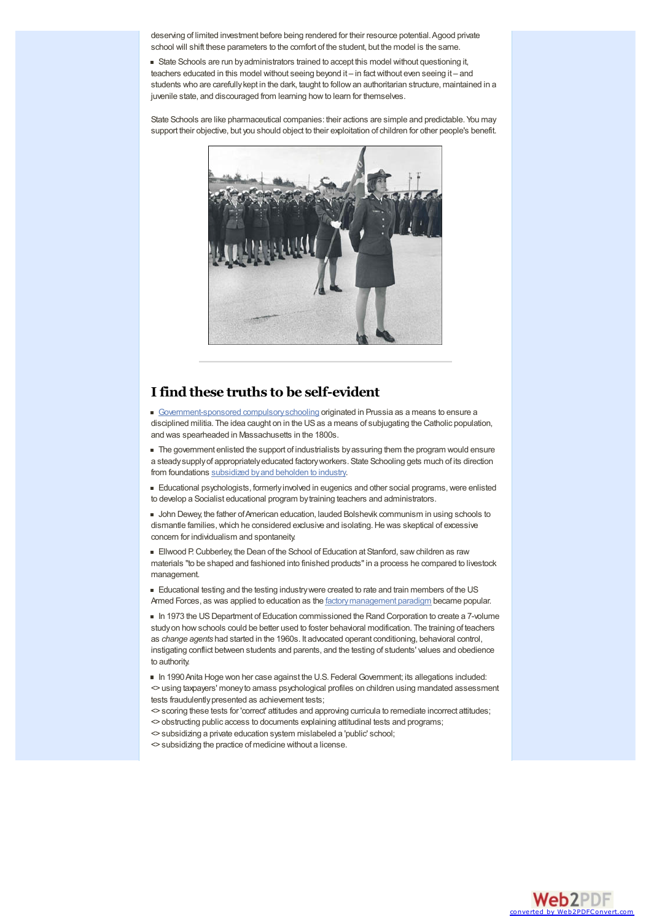deserving of limited investment before being rendered for their resource potential. A good private school will shift these parameters to the comfort of the student, but the model is the same.

- State Schools are run by administrators trained to accept this model without questioning it, teachers educated in this model without seeing beyond it – in fact without even seeing it – and students who are carefully kept in the dark, taught to follow an authoritarian structure, maintained in a juvenile state, and discouraged from learning how to learn for themselves.

State Schools are like pharmaceutical companies: their actions are simple and predictable. You may support their objective, but you should object to their exploitation of children for other people's benefit.

## I find these truths to be self-evident

- Government-sponsored compulsory schooling originated in Prussia as a means to ensure a disciplined militia. The idea caught on in the US as a means of subjugating the Catholic population, and was spearheaded in Massachusetts in the 1800s.
- The government enlisted the support of industrialists by assuring them the program would ensure a steady supply of appropriately educated factory workers. State Schooling gets much of its direction from foundations subsidized by and beholden to industry.
- Educational psychologists, formerly involved in eugenics and other social programs, were enlisted to develop a Socialist educational program by training teachers and administrators.
- John Dewey, the father of American education, lauded Bolshevik communism in using schools to dismantle families, which he considered exclusive and isolating. He was skeptical of excessive concern for individualism and spontaneity.
- Ellwood P. Cubberley, the Dean of the School of Education at Stanford, saw children as raw materials "to be shaped and fashioned into finished products" in a process he compared to livestock management.
- Educational testing and the testing industry were created to rate and train members of the US Armed Forces, as was applied to education as the factory management paradigm became popular.
- In 1973 the US Department of Education commissioned the Rand Corporation to create a 7-volume study on how schools could be better used to foster behavioral modification. The training of teachers as *change agents* had started in the 1960s. It advocated operant conditioning, behavioral control, instigating conflict between students and parents, and the testing of students' values and obedience to authority.
- In 1990 Anita Hoge won her case against the U.S. Federal Government; its allegations included:
  <> using taxpayers' money to amass psychological profiles on children using mandated assessment tests fraudulently presented as achievement tests;
  <> scoring these tests for 'correct' attitudes and approving curricula to remediate incorrect attitudes;
  <> obstructing public access to documents explaining attitudinal tests and programs;
  <> subsidizing a private education system mislabeled a 'public' school;
  <> subsidizing the practice of medicine without a license.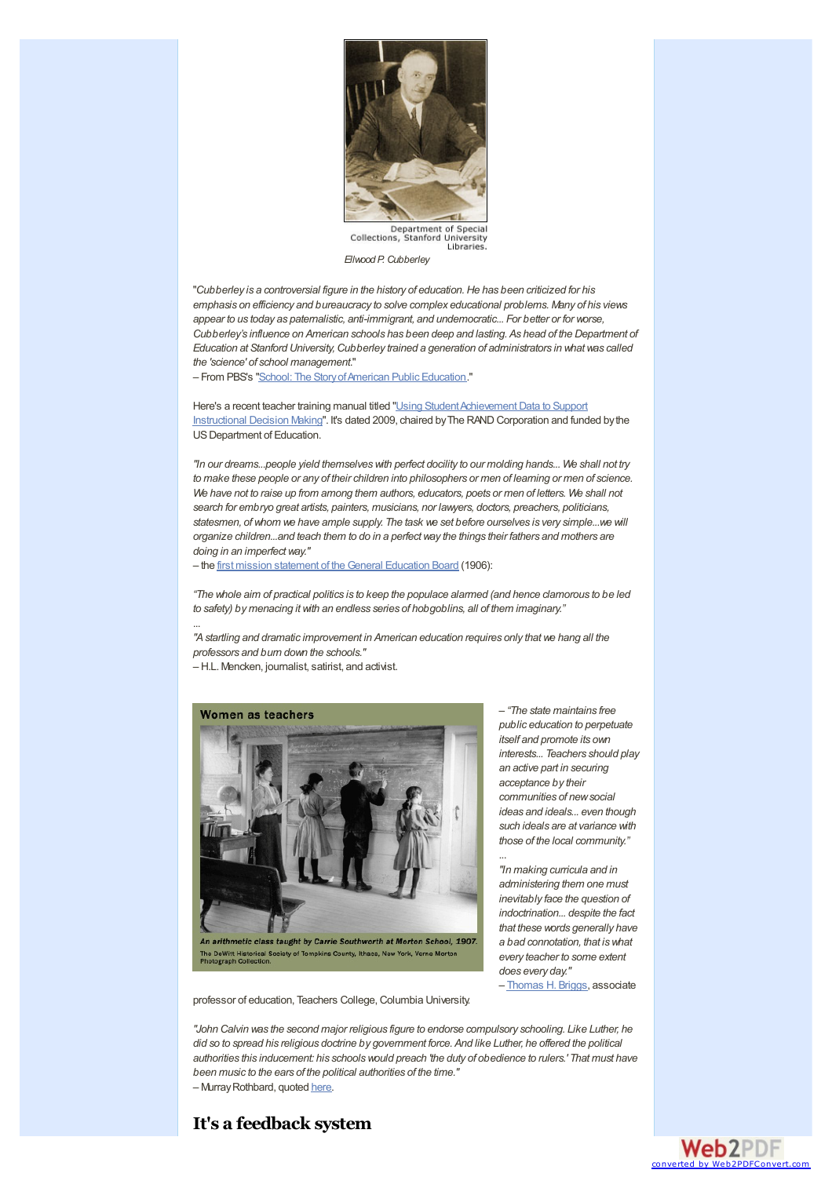Department of Special Collections, Stanford University Libraries.

*Ellwood P. Cubberley*

"*Cubberley is a controversial figure in the history of education. He has been criticized for his emphasis on efficiency and bureaucracy to solve complex educational problems. Many of his views appear to us today as paternalistic, anti-immigrant, and undemocratic... For better or for worse, Cubberley's influence on American schools has been deep and lasting. As head of the Department of Education at Stanford University, Cubberley trained a generation of administrators in what was called the 'science' of school management.*"
– From PBS's "School: The Story of American Public Education."

Here's a recent teacher training manual titled "Using Student Achievement Data to Support Instructional Decision Making". It's dated 2009, chaired by The RAND Corporation and funded by the US Department of Education.

*"In our dreams...people yield themselves with perfect docility to our molding hands... We shall not try to make these people or any of their children into philosophers or men of learning or men of science. We have not to raise up from among them authors, educators, poets or men of letters. We shall not search for embryo great artists, painters, musicians, nor lawyers, doctors, preachers, politicians, statesmen, of whom we have ample supply. The task we set before ourselves is very simple...we will organize children...and teach them to do in a perfect way the things their fathers and mothers are doing in an imperfect way."*
– the first mission statement of the General Education Board (1906):

*"The whole aim of practical politics is to keep the populace alarmed (and hence clamorous to be led to safety) by menacing it with an endless series of hobgoblins, all of them imaginary."*
...
*"A startling and dramatic improvement in American education requires only that we hang all the professors and burn down the schools."*
– H.L. Mencken, journalist, satirist, and activist.

**Women as teachers**

*An arithmetic class taught by Carrie Southworth at Morton School, 1907.*
The DeWitt Historical Society of Tompkins County, Ithaca, New York, Verne Morton Photograph Collection.

– *"The state maintains free public education to perpetuate itself and promote its own interests... Teachers should play an active part in securing acceptance by their communities of new social ideas and ideals... even though such ideals are at variance with those of the local community."*
...
*"In making curricula and in administering them one must inevitably face the question of indoctrination... despite the fact that these words generally have a bad connotation, that is what every teacher to some extent does every day."*
– Thomas H. Briggs, associate professor of education, Teachers College, Columbia University.

*"John Calvin was the second major religious figure to endorse compulsory schooling. Like Luther, he did so to spread his religious doctrine by government force. And like Luther, he offered the political authorities this inducement: his schools would preach 'the duty of obedience to rulers.' That must have been music to the ears of the political authorities of the time."*
– Murray Rothbard, quoted here.

## It's a feedback system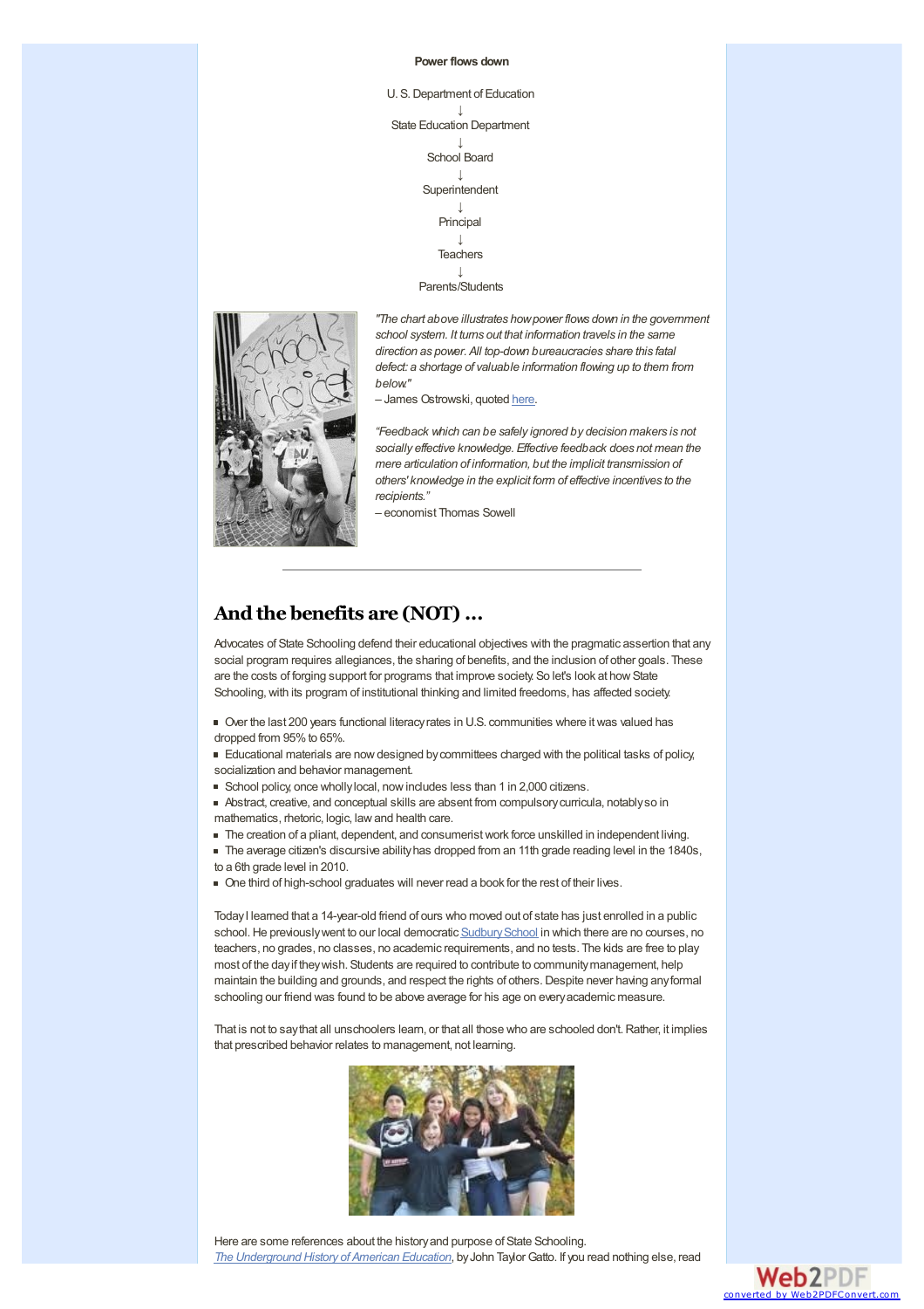**Power flows down**

U. S. Department of Education
↓
State Education Department
↓
School Board
↓
Superintendent
↓
Principal
↓
Teachers
↓
Parents/Students

*"The chart above illustrates how power flows down in the government school system. It turns out that information travels in the same direction as power. All top-down bureaucracies share this fatal defect: a shortage of valuable information flowing up to them from below."*
– James Ostrowski, quoted [here](here).

*"Feedback which can be safely ignored by decision makers is not socially effective knowledge. Effective feedback does not mean the mere articulation of information, but the implicit transmission of others' knowledge in the explicit form of effective incentives to the recipients."*
– economist Thomas Sowell

---

## And the benefits are (NOT) ...

Advocates of State Schooling defend their educational objectives with the pragmatic assertion that any social program requires allegiances, the sharing of benefits, and the inclusion of other goals. These are the costs of forging support for programs that improve society. So let's look at how State Schooling, with its program of institutional thinking and limited freedoms, has affected society.

- Over the last 200 years functional literacy rates in U.S. communities where it was valued has dropped from 95% to 65%.
- Educational materials are now designed by committees charged with the political tasks of policy, socialization and behavior management.
- School policy, once wholly local, now includes less than 1 in 2,000 citizens.
- Abstract, creative, and conceptual skills are absent from compulsory curricula, notably so in mathematics, rhetoric, logic, law and health care.
- The creation of a pliant, dependent, and consumerist work force unskilled in independent living.
- The average citizen's discursive ability has dropped from an 11th grade reading level in the 1840s, to a 6th grade level in 2010.
- One third of high-school graduates will never read a book for the rest of their lives.

Today I learned that a 14-year-old friend of ours who moved out of state has just enrolled in a public school. He previously went to our local democratic [Sudbury School](Sudbury School) in which there are no courses, no teachers, no grades, no classes, no academic requirements, and no tests. The kids are free to play most of the day if they wish. Students are required to contribute to community management, help maintain the building and grounds, and respect the rights of others. Despite never having any formal schooling our friend was found to be above average for his age on every academic measure.

That is not to say that all unschoolers learn, or that all those who are schooled don't. Rather, it implies that prescribed behavior relates to management, not learning.

Here are some references about the history and purpose of State Schooling.
[*The Underground History of American Education*](The Underground History of American Education), by John Taylor Gatto. If you read nothing else, read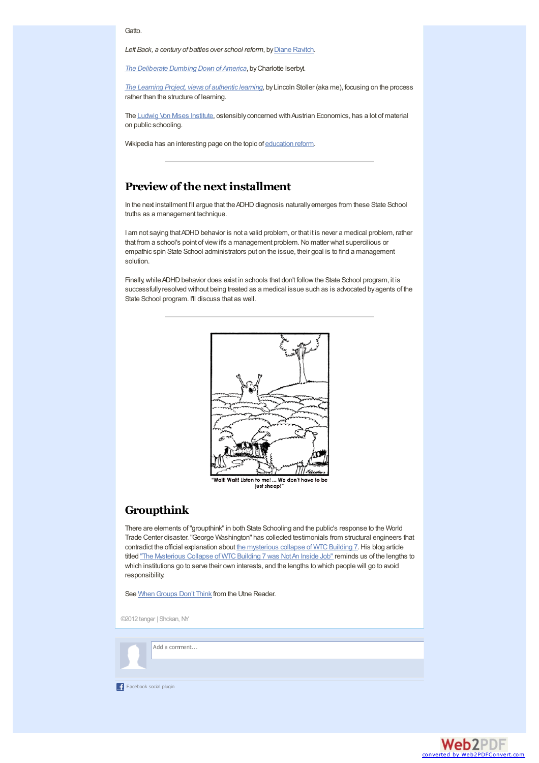Gatto.

*Left Back, a century of battles over school reform*, by Diane Ravitch.

*The Deliberate Dumbing Down of America*, by Charlotte Iserbyt.

*The Learning Project, views of authentic learning*, by Lincoln Stoller (aka me), focusing on the process rather than the structure of learning.

The Ludwig Von Mises Institute, ostensibly concerned with Austrian Economics, has a lot of material on public schooling.

Wikipedia has an interesting page on the topic of education reform.

---

## Preview of the next installment

In the next installment I'll argue that the ADHD diagnosis naturally emerges from these State School truths as a management technique.

I am not saying that ADHD behavior is not a valid problem, or that it is never a medical problem, rather that from a school's point of view it's a management problem. No matter what supercilious or empathic spin State School administrators put on the issue, their goal is to find a management solution.

Finally, while ADHD behavior does exist in schools that don't follow the State School program, it is successfully resolved without being treated as a medical issue such as is advocated by agents of the State School program. I'll discuss that as well.

---

"Wait! Wait! Listen to me! ... We don't have to be just sheep!"

## Groupthink

There are elements of "groupthink" in both State Schooling and the public's response to the World Trade Center disaster. "George Washington" has collected testimonials from structural engineers that contradict the official explanation about the mysterious collapse of WTC Building 7. His blog article titled "The Mysterious Collapse of WTC Building 7 was Not An Inside Job" reminds us of the lengths to which institutions go to serve their own interests, and the lengths to which people will go to avoid responsibility.

See When Groups Don't Think from the Utne Reader.

©2012 tenger | Shokan, NY

Add a comment...

Facebook social plugin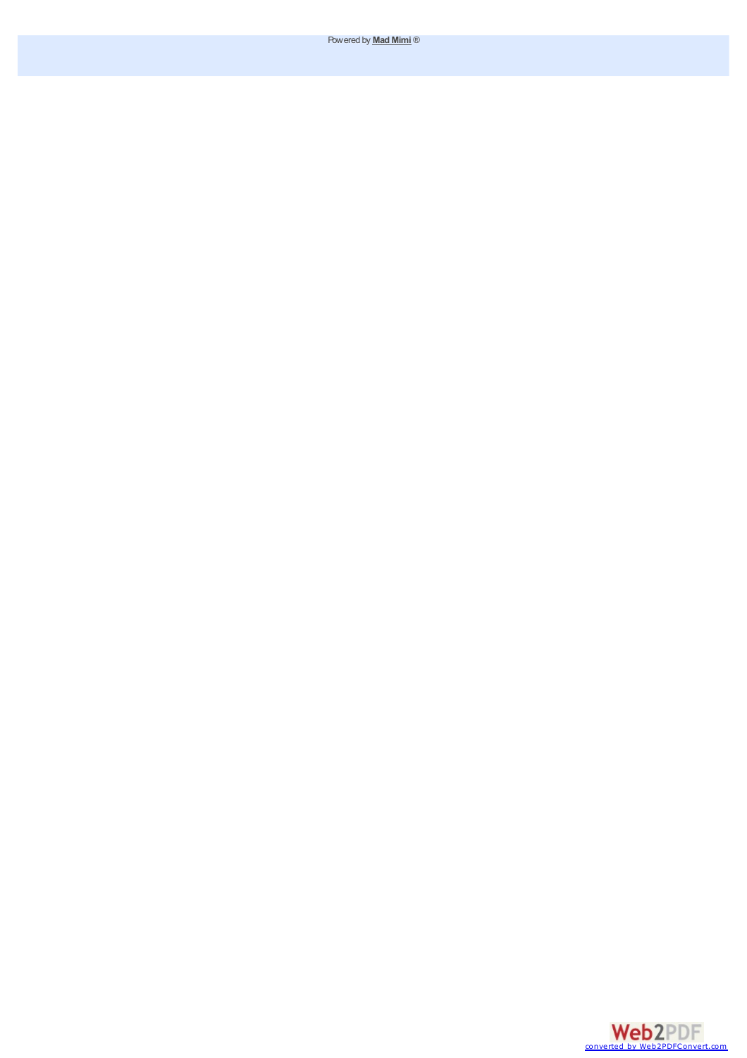Powered by **Mad Mimi** ®